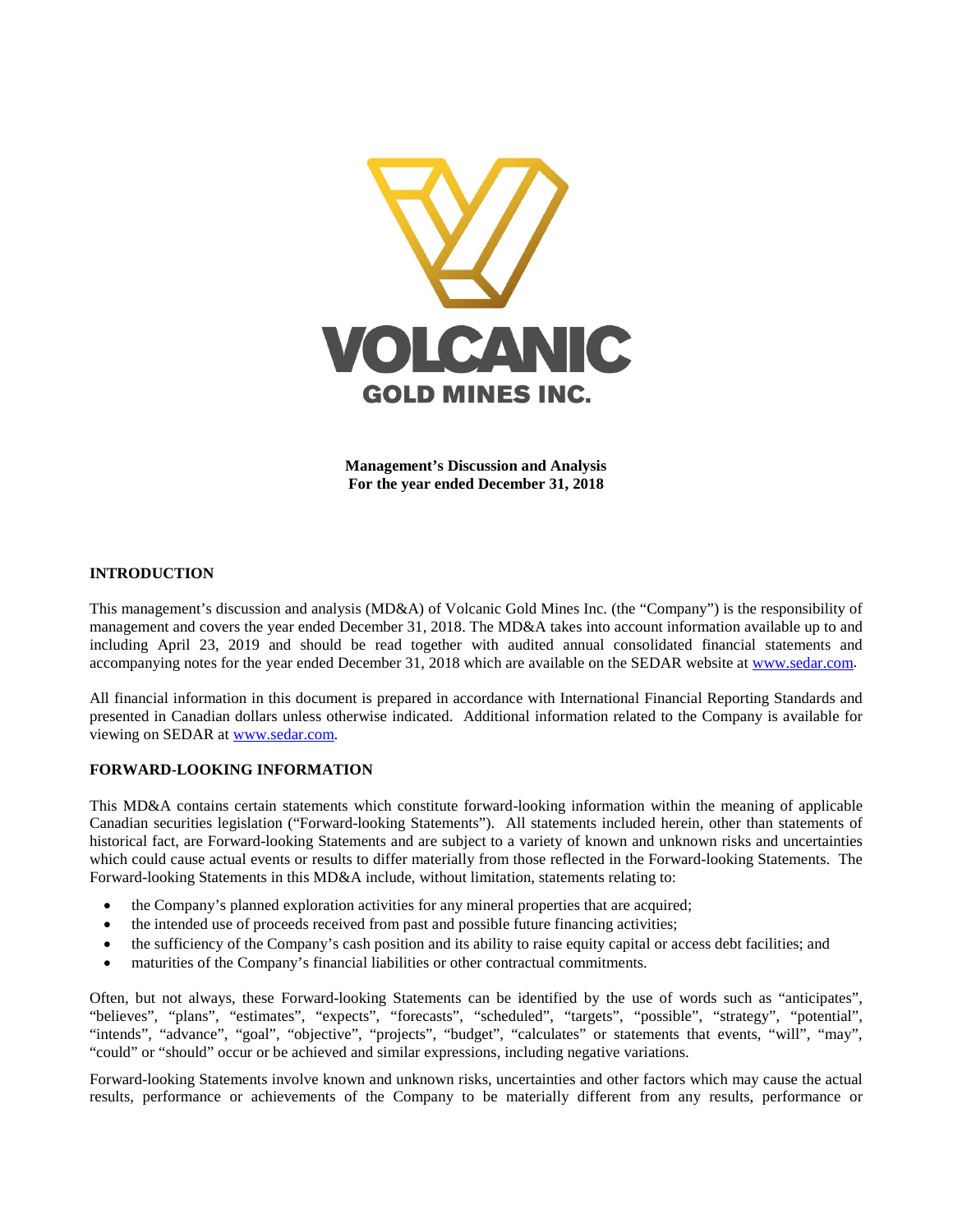**Management's Discussion and Analysis**
**For the year ended December 31, 2018**

## INTRODUCTION

This management's discussion and analysis (MD&A) of Volcanic Gold Mines Inc. (the "Company") is the responsibility of management and covers the year ended December 31, 2018. The MD&A takes into account information available up to and including April 23, 2019 and should be read together with audited annual consolidated financial statements and accompanying notes for the year ended December 31, 2018 which are available on the SEDAR website at www.sedar.com.

All financial information in this document is prepared in accordance with International Financial Reporting Standards and presented in Canadian dollars unless otherwise indicated. Additional information related to the Company is available for viewing on SEDAR at www.sedar.com.

## FORWARD-LOOKING INFORMATION

This MD&A contains certain statements which constitute forward-looking information within the meaning of applicable Canadian securities legislation ("Forward-looking Statements"). All statements included herein, other than statements of historical fact, are Forward-looking Statements and are subject to a variety of known and unknown risks and uncertainties which could cause actual events or results to differ materially from those reflected in the Forward-looking Statements. The Forward-looking Statements in this MD&A include, without limitation, statements relating to:

- the Company's planned exploration activities for any mineral properties that are acquired;
- the intended use of proceeds received from past and possible future financing activities;
- the sufficiency of the Company's cash position and its ability to raise equity capital or access debt facilities; and
- maturities of the Company's financial liabilities or other contractual commitments.

Often, but not always, these Forward-looking Statements can be identified by the use of words such as "anticipates", "believes", "plans", "estimates", "expects", "forecasts", "scheduled", "targets", "possible", "strategy", "potential", "intends", "advance", "goal", "objective", "projects", "budget", "calculates" or statements that events, "will", "may", "could" or "should" occur or be achieved and similar expressions, including negative variations.

Forward-looking Statements involve known and unknown risks, uncertainties and other factors which may cause the actual results, performance or achievements of the Company to be materially different from any results, performance or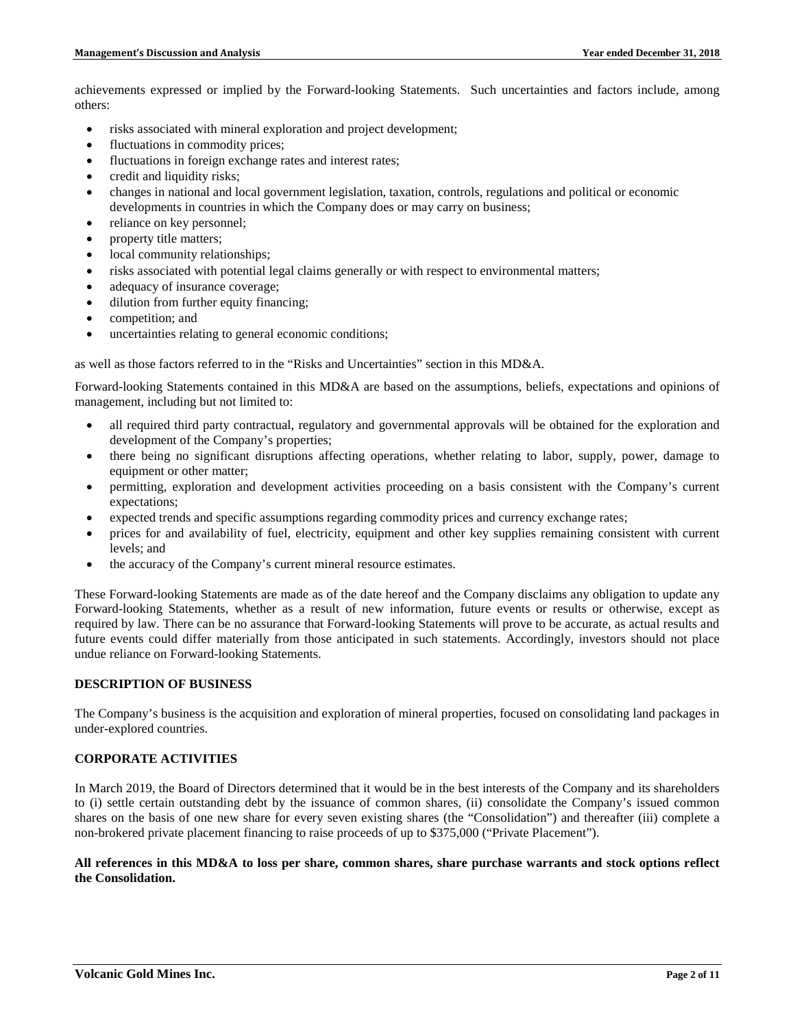achievements expressed or implied by the Forward-looking Statements. Such uncertainties and factors include, among others:

- risks associated with mineral exploration and project development;
- fluctuations in commodity prices;
- fluctuations in foreign exchange rates and interest rates;
- credit and liquidity risks;
- changes in national and local government legislation, taxation, controls, regulations and political or economic developments in countries in which the Company does or may carry on business;
- reliance on key personnel;
- property title matters;
- local community relationships;
- risks associated with potential legal claims generally or with respect to environmental matters;
- adequacy of insurance coverage;
- dilution from further equity financing;
- competition; and
- uncertainties relating to general economic conditions;

as well as those factors referred to in the "Risks and Uncertainties" section in this MD&A.

Forward-looking Statements contained in this MD&A are based on the assumptions, beliefs, expectations and opinions of management, including but not limited to:

- all required third party contractual, regulatory and governmental approvals will be obtained for the exploration and development of the Company's properties;
- there being no significant disruptions affecting operations, whether relating to labor, supply, power, damage to equipment or other matter;
- permitting, exploration and development activities proceeding on a basis consistent with the Company's current expectations;
- expected trends and specific assumptions regarding commodity prices and currency exchange rates;
- prices for and availability of fuel, electricity, equipment and other key supplies remaining consistent with current levels; and
- the accuracy of the Company's current mineral resource estimates.

These Forward-looking Statements are made as of the date hereof and the Company disclaims any obligation to update any Forward-looking Statements, whether as a result of new information, future events or results or otherwise, except as required by law. There can be no assurance that Forward-looking Statements will prove to be accurate, as actual results and future events could differ materially from those anticipated in such statements. Accordingly, investors should not place undue reliance on Forward-looking Statements.

## DESCRIPTION OF BUSINESS

The Company's business is the acquisition and exploration of mineral properties, focused on consolidating land packages in under-explored countries.

## CORPORATE ACTIVITIES

In March 2019, the Board of Directors determined that it would be in the best interests of the Company and its shareholders to (i) settle certain outstanding debt by the issuance of common shares, (ii) consolidate the Company's issued common shares on the basis of one new share for every seven existing shares (the "Consolidation") and thereafter (iii) complete a non-brokered private placement financing to raise proceeds of up to $375,000 ("Private Placement").

**All references in this MD&A to loss per share, common shares, share purchase warrants and stock options reflect the Consolidation.**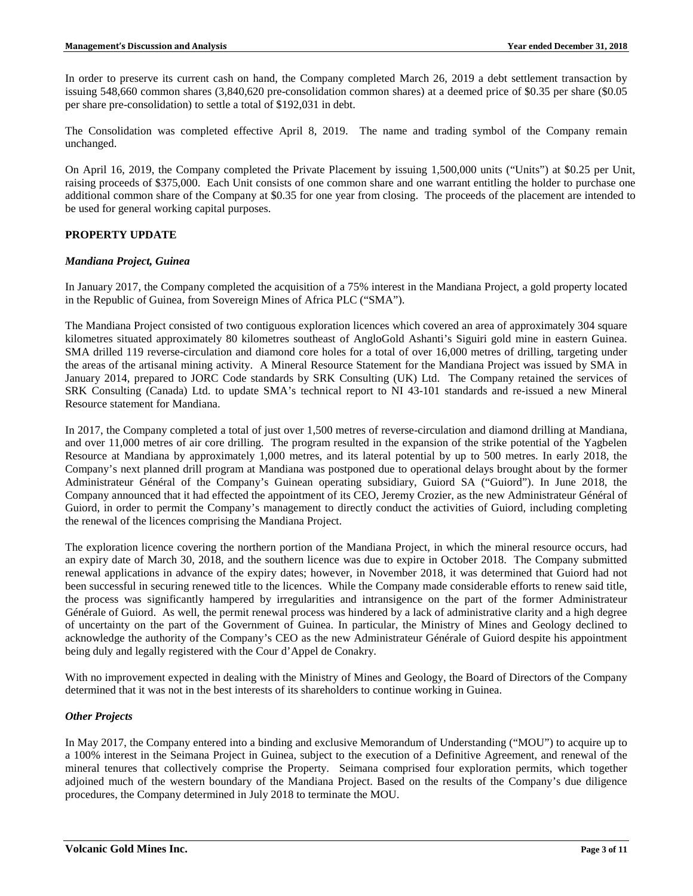In order to preserve its current cash on hand, the Company completed March 26, 2019 a debt settlement transaction by issuing 548,660 common shares (3,840,620 pre-consolidation common shares) at a deemed price of $0.35 per share ($0.05 per share pre-consolidation) to settle a total of $192,031 in debt.

The Consolidation was completed effective April 8, 2019. The name and trading symbol of the Company remain unchanged.

On April 16, 2019, the Company completed the Private Placement by issuing 1,500,000 units ("Units") at $0.25 per Unit, raising proceeds of $375,000. Each Unit consists of one common share and one warrant entitling the holder to purchase one additional common share of the Company at $0.35 for one year from closing. The proceeds of the placement are intended to be used for general working capital purposes.

## PROPERTY UPDATE

### *Mandiana Project, Guinea*

In January 2017, the Company completed the acquisition of a 75% interest in the Mandiana Project, a gold property located in the Republic of Guinea, from Sovereign Mines of Africa PLC ("SMA").

The Mandiana Project consisted of two contiguous exploration licences which covered an area of approximately 304 square kilometres situated approximately 80 kilometres southeast of AngloGold Ashanti's Siguiri gold mine in eastern Guinea. SMA drilled 119 reverse-circulation and diamond core holes for a total of over 16,000 metres of drilling, targeting under the areas of the artisanal mining activity. A Mineral Resource Statement for the Mandiana Project was issued by SMA in January 2014, prepared to JORC Code standards by SRK Consulting (UK) Ltd. The Company retained the services of SRK Consulting (Canada) Ltd. to update SMA's technical report to NI 43-101 standards and re-issued a new Mineral Resource statement for Mandiana.

In 2017, the Company completed a total of just over 1,500 metres of reverse-circulation and diamond drilling at Mandiana, and over 11,000 metres of air core drilling. The program resulted in the expansion of the strike potential of the Yagbelen Resource at Mandiana by approximately 1,000 metres, and its lateral potential by up to 500 metres. In early 2018, the Company's next planned drill program at Mandiana was postponed due to operational delays brought about by the former Administrateur Général of the Company's Guinean operating subsidiary, Guiord SA ("Guiord"). In June 2018, the Company announced that it had effected the appointment of its CEO, Jeremy Crozier, as the new Administrateur Général of Guiord, in order to permit the Company's management to directly conduct the activities of Guiord, including completing the renewal of the licences comprising the Mandiana Project.

The exploration licence covering the northern portion of the Mandiana Project, in which the mineral resource occurs, had an expiry date of March 30, 2018, and the southern licence was due to expire in October 2018. The Company submitted renewal applications in advance of the expiry dates; however, in November 2018, it was determined that Guiord had not been successful in securing renewed title to the licences. While the Company made considerable efforts to renew said title, the process was significantly hampered by irregularities and intransigence on the part of the former Administrateur Générale of Guiord. As well, the permit renewal process was hindered by a lack of administrative clarity and a high degree of uncertainty on the part of the Government of Guinea. In particular, the Ministry of Mines and Geology declined to acknowledge the authority of the Company's CEO as the new Administrateur Générale of Guiord despite his appointment being duly and legally registered with the Cour d'Appel de Conakry.

With no improvement expected in dealing with the Ministry of Mines and Geology, the Board of Directors of the Company determined that it was not in the best interests of its shareholders to continue working in Guinea.

### *Other Projects*

In May 2017, the Company entered into a binding and exclusive Memorandum of Understanding ("MOU") to acquire up to a 100% interest in the Seimana Project in Guinea, subject to the execution of a Definitive Agreement, and renewal of the mineral tenures that collectively comprise the Property. Seimana comprised four exploration permits, which together adjoined much of the western boundary of the Mandiana Project. Based on the results of the Company's due diligence procedures, the Company determined in July 2018 to terminate the MOU.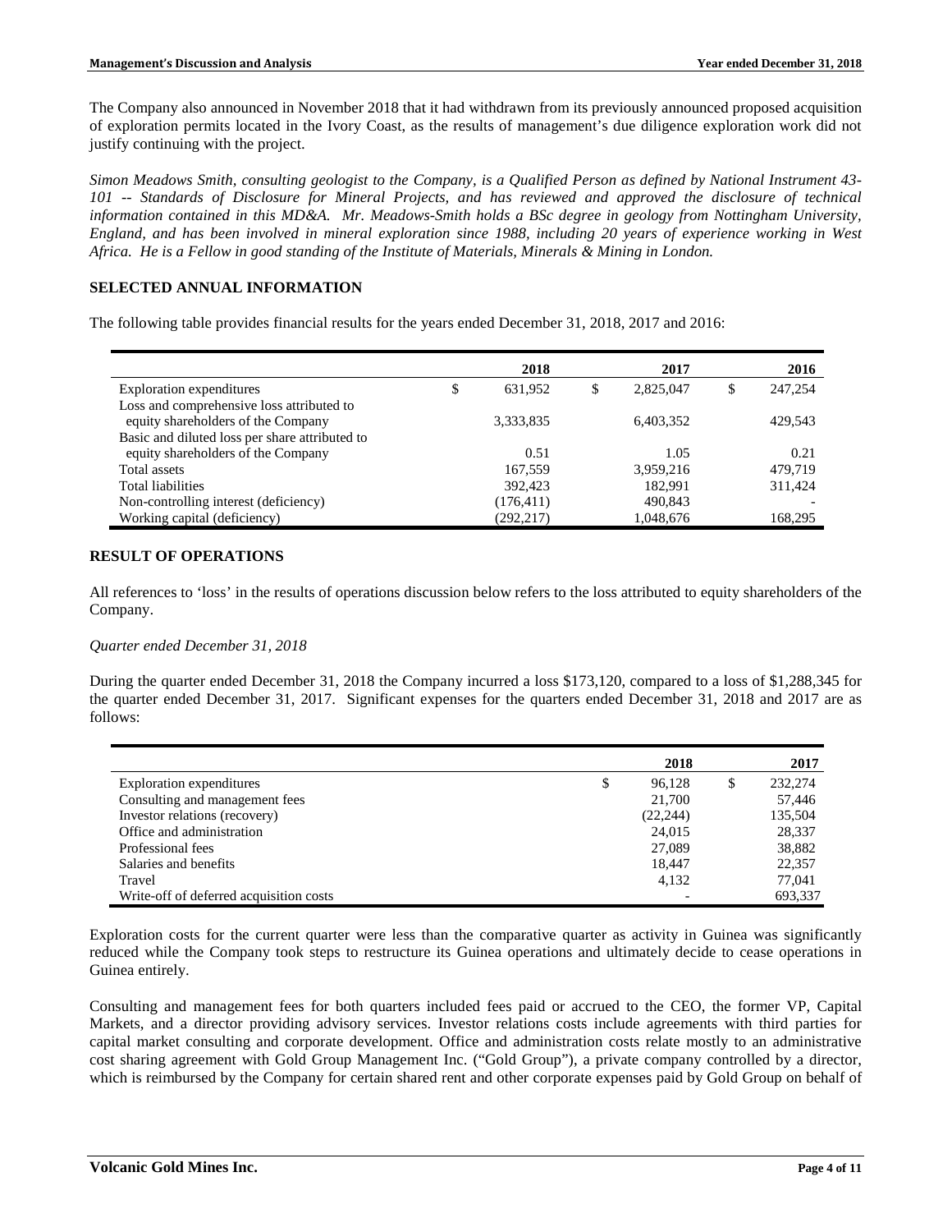The Company also announced in November 2018 that it had withdrawn from its previously announced proposed acquisition of exploration permits located in the Ivory Coast, as the results of management's due diligence exploration work did not justify continuing with the project.

*Simon Meadows Smith, consulting geologist to the Company, is a Qualified Person as defined by National Instrument 43-101 -- Standards of Disclosure for Mineral Projects, and has reviewed and approved the disclosure of technical information contained in this MD&A. Mr. Meadows-Smith holds a BSc degree in geology from Nottingham University, England, and has been involved in mineral exploration since 1988, including 20 years of experience working in West Africa. He is a Fellow in good standing of the Institute of Materials, Minerals & Mining in London.*

## SELECTED ANNUAL INFORMATION

The following table provides financial results for the years ended December 31, 2018, 2017 and 2016:

| | 2018 | 2017 | 2016 |
|---|---|---|---|
| Exploration expenditures | $ 631,952 | $ 2,825,047 | $ 247,254 |
| Loss and comprehensive loss attributed to equity shareholders of the Company | 3,333,835 | 6,403,352 | 429,543 |
| Basic and diluted loss per share attributed to equity shareholders of the Company | 0.51 | 1.05 | 0.21 |
| Total assets | 167,559 | 3,959,216 | 479,719 |
| Total liabilities | 392,423 | 182,991 | 311,424 |
| Non-controlling interest (deficiency) | (176,411) | 490,843 | - |
| Working capital (deficiency) | (292,217) | 1,048,676 | 168,295 |

## RESULT OF OPERATIONS

All references to 'loss' in the results of operations discussion below refers to the loss attributed to equity shareholders of the Company.

*Quarter ended December 31, 2018*

During the quarter ended December 31, 2018 the Company incurred a loss $173,120, compared to a loss of $1,288,345 for the quarter ended December 31, 2017. Significant expenses for the quarters ended December 31, 2018 and 2017 are as follows:

| | 2018 | 2017 |
|---|---|---|
| Exploration expenditures | $ 96,128 | $ 232,274 |
| Consulting and management fees | 21,700 | 57,446 |
| Investor relations (recovery) | (22,244) | 135,504 |
| Office and administration | 24,015 | 28,337 |
| Professional fees | 27,089 | 38,882 |
| Salaries and benefits | 18,447 | 22,357 |
| Travel | 4,132 | 77,041 |
| Write-off of deferred acquisition costs | - | 693,337 |

Exploration costs for the current quarter were less than the comparative quarter as activity in Guinea was significantly reduced while the Company took steps to restructure its Guinea operations and ultimately decide to cease operations in Guinea entirely.

Consulting and management fees for both quarters included fees paid or accrued to the CEO, the former VP, Capital Markets, and a director providing advisory services. Investor relations costs include agreements with third parties for capital market consulting and corporate development. Office and administration costs relate mostly to an administrative cost sharing agreement with Gold Group Management Inc. ("Gold Group"), a private company controlled by a director, which is reimbursed by the Company for certain shared rent and other corporate expenses paid by Gold Group on behalf of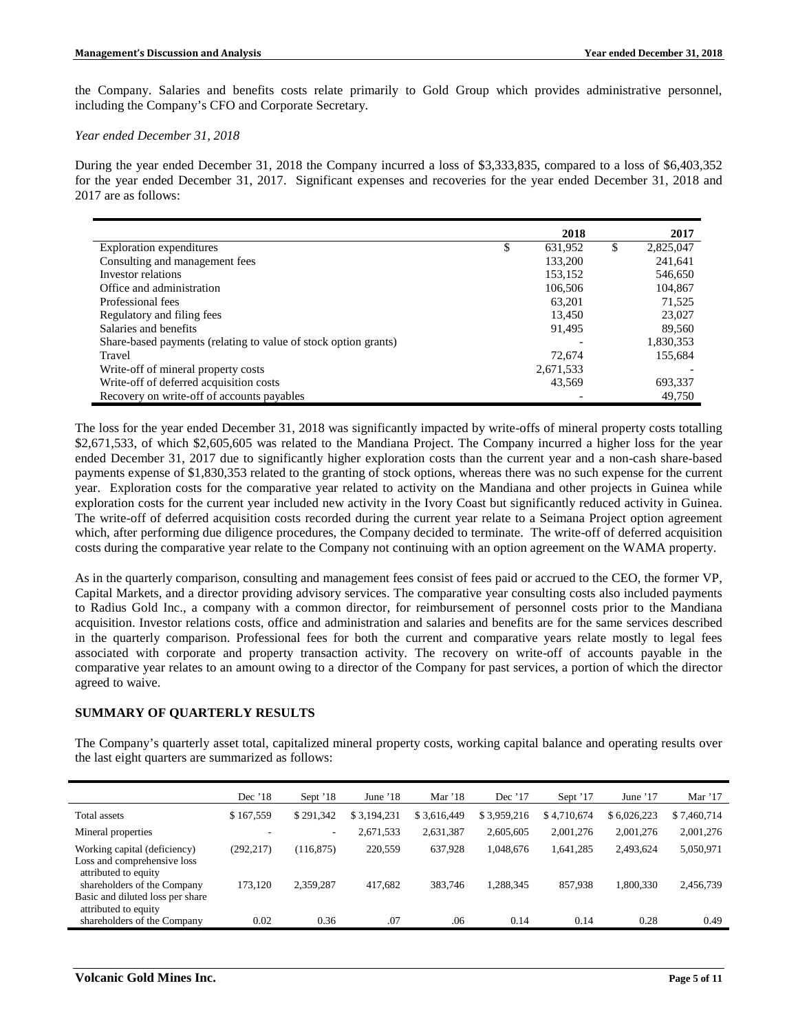the Company. Salaries and benefits costs relate primarily to Gold Group which provides administrative personnel, including the Company's CFO and Corporate Secretary.

*Year ended December 31, 2018*

During the year ended December 31, 2018 the Company incurred a loss of $3,333,835, compared to a loss of $6,403,352 for the year ended December 31, 2017. Significant expenses and recoveries for the year ended December 31, 2018 and 2017 are as follows:

| | 2018 | 2017 |
|---|---|---|
| Exploration expenditures | $ 631,952 | $ 2,825,047 |
| Consulting and management fees | 133,200 | 241,641 |
| Investor relations | 153,152 | 546,650 |
| Office and administration | 106,506 | 104,867 |
| Professional fees | 63,201 | 71,525 |
| Regulatory and filing fees | 13,450 | 23,027 |
| Salaries and benefits | 91,495 | 89,560 |
| Share-based payments (relating to value of stock option grants) | - | 1,830,353 |
| Travel | 72,674 | 155,684 |
| Write-off of mineral property costs | 2,671,533 | - |
| Write-off of deferred acquisition costs | 43,569 | 693,337 |
| Recovery on write-off of accounts payables | - | 49,750 |

The loss for the year ended December 31, 2018 was significantly impacted by write-offs of mineral property costs totalling $2,671,533, of which $2,605,605 was related to the Mandiana Project. The Company incurred a higher loss for the year ended December 31, 2017 due to significantly higher exploration costs than the current year and a non-cash share-based payments expense of $1,830,353 related to the granting of stock options, whereas there was no such expense for the current year. Exploration costs for the comparative year related to activity on the Mandiana and other projects in Guinea while exploration costs for the current year included new activity in the Ivory Coast but significantly reduced activity in Guinea. The write-off of deferred acquisition costs recorded during the current year relate to a Seimana Project option agreement which, after performing due diligence procedures, the Company decided to terminate. The write-off of deferred acquisition costs during the comparative year relate to the Company not continuing with an option agreement on the WAMA property.

As in the quarterly comparison, consulting and management fees consist of fees paid or accrued to the CEO, the former VP, Capital Markets, and a director providing advisory services. The comparative year consulting costs also included payments to Radius Gold Inc., a company with a common director, for reimbursement of personnel costs prior to the Mandiana acquisition. Investor relations costs, office and administration and salaries and benefits are for the same services described in the quarterly comparison. Professional fees for both the current and comparative years relate mostly to legal fees associated with corporate and property transaction activity. The recovery on write-off of accounts payable in the comparative year relates to an amount owing to a director of the Company for past services, a portion of which the director agreed to waive.

## SUMMARY OF QUARTERLY RESULTS

The Company's quarterly asset total, capitalized mineral property costs, working capital balance and operating results over the last eight quarters are summarized as follows:

| | Dec '18 | Sept '18 | June '18 | Mar '18 | Dec '17 | Sept '17 | June '17 | Mar '17 |
|---|---|---|---|---|---|---|---|---|
| Total assets | $ 167,559 | $ 291,342 | $ 3,194,231 | $ 3,616,449 | $ 3,959,216 | $ 4,710,674 | $ 6,026,223 | $ 7,460,714 |
| Mineral properties | - | - | 2,671,533 | 2,631,387 | 2,605,605 | 2,001,276 | 2,001,276 | 2,001,276 |
| Working capital (deficiency) | (292,217) | (116,875) | 220,559 | 637,928 | 1,048,676 | 1,641,285 | 2,493,624 | 5,050,971 |
| Loss and comprehensive loss attributed to equity shareholders of the Company | 173,120 | 2,359,287 | 417,682 | 383,746 | 1,288,345 | 857,938 | 1,800,330 | 2,456,739 |
| Basic and diluted loss per share attributed to equity shareholders of the Company | 0.02 | 0.36 | .07 | .06 | 0.14 | 0.14 | 0.28 | 0.49 |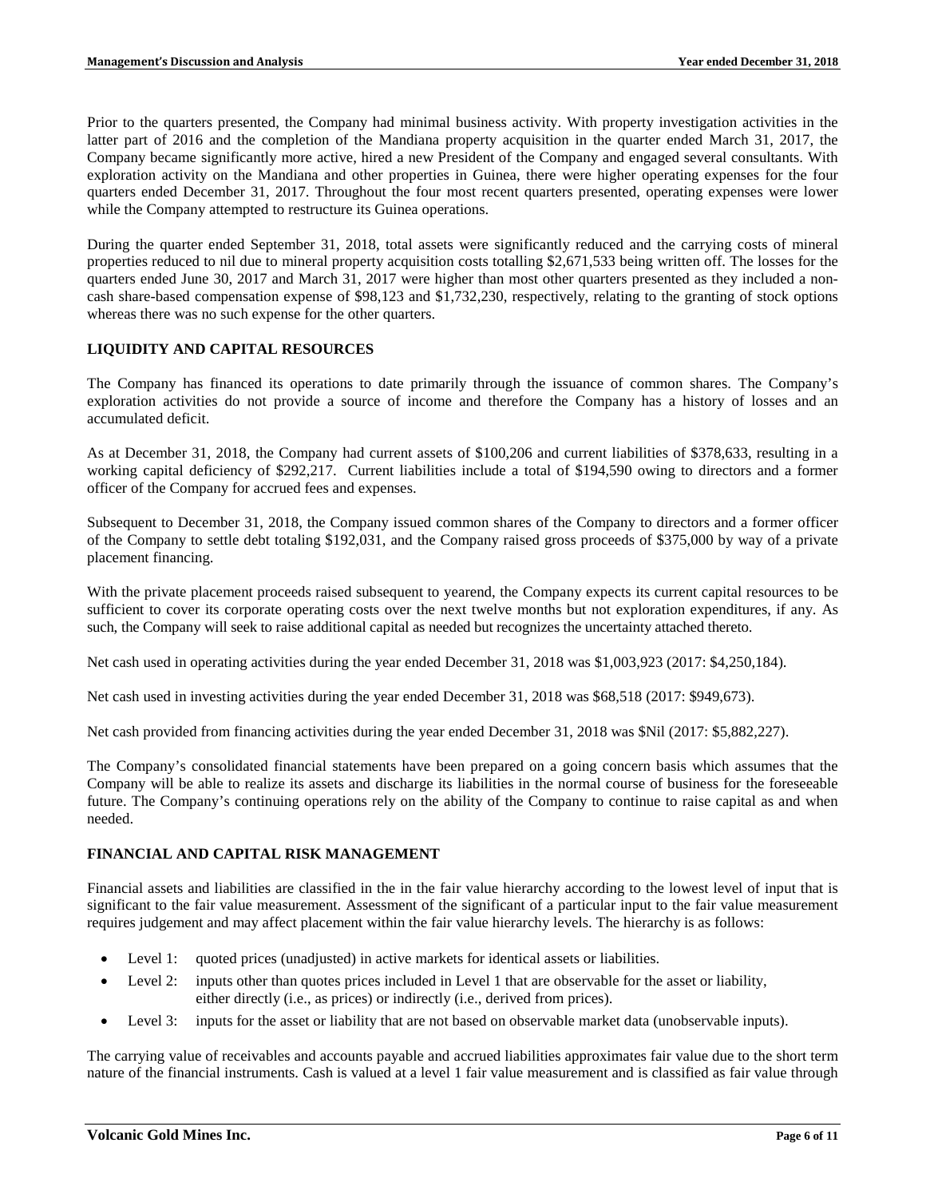Prior to the quarters presented, the Company had minimal business activity. With property investigation activities in the latter part of 2016 and the completion of the Mandiana property acquisition in the quarter ended March 31, 2017, the Company became significantly more active, hired a new President of the Company and engaged several consultants. With exploration activity on the Mandiana and other properties in Guinea, there were higher operating expenses for the four quarters ended December 31, 2017. Throughout the four most recent quarters presented, operating expenses were lower while the Company attempted to restructure its Guinea operations.

During the quarter ended September 31, 2018, total assets were significantly reduced and the carrying costs of mineral properties reduced to nil due to mineral property acquisition costs totalling $2,671,533 being written off. The losses for the quarters ended June 30, 2017 and March 31, 2017 were higher than most other quarters presented as they included a non-cash share-based compensation expense of $98,123 and $1,732,230, respectively, relating to the granting of stock options whereas there was no such expense for the other quarters.

## LIQUIDITY AND CAPITAL RESOURCES

The Company has financed its operations to date primarily through the issuance of common shares. The Company's exploration activities do not provide a source of income and therefore the Company has a history of losses and an accumulated deficit.

As at December 31, 2018, the Company had current assets of $100,206 and current liabilities of $378,633, resulting in a working capital deficiency of $292,217. Current liabilities include a total of $194,590 owing to directors and a former officer of the Company for accrued fees and expenses.

Subsequent to December 31, 2018, the Company issued common shares of the Company to directors and a former officer of the Company to settle debt totaling $192,031, and the Company raised gross proceeds of $375,000 by way of a private placement financing.

With the private placement proceeds raised subsequent to yearend, the Company expects its current capital resources to be sufficient to cover its corporate operating costs over the next twelve months but not exploration expenditures, if any. As such, the Company will seek to raise additional capital as needed but recognizes the uncertainty attached thereto.

Net cash used in operating activities during the year ended December 31, 2018 was $1,003,923 (2017: $4,250,184).

Net cash used in investing activities during the year ended December 31, 2018 was $68,518 (2017: $949,673).

Net cash provided from financing activities during the year ended December 31, 2018 was $Nil (2017: $5,882,227).

The Company's consolidated financial statements have been prepared on a going concern basis which assumes that the Company will be able to realize its assets and discharge its liabilities in the normal course of business for the foreseeable future. The Company's continuing operations rely on the ability of the Company to continue to raise capital as and when needed.

## FINANCIAL AND CAPITAL RISK MANAGEMENT

Financial assets and liabilities are classified in the in the fair value hierarchy according to the lowest level of input that is significant to the fair value measurement. Assessment of the significant of a particular input to the fair value measurement requires judgement and may affect placement within the fair value hierarchy levels. The hierarchy is as follows:

- Level 1: quoted prices (unadjusted) in active markets for identical assets or liabilities.
- Level 2: inputs other than quotes prices included in Level 1 that are observable for the asset or liability, either directly (i.e., as prices) or indirectly (i.e., derived from prices).
- Level 3: inputs for the asset or liability that are not based on observable market data (unobservable inputs).

The carrying value of receivables and accounts payable and accrued liabilities approximates fair value due to the short term nature of the financial instruments. Cash is valued at a level 1 fair value measurement and is classified as fair value through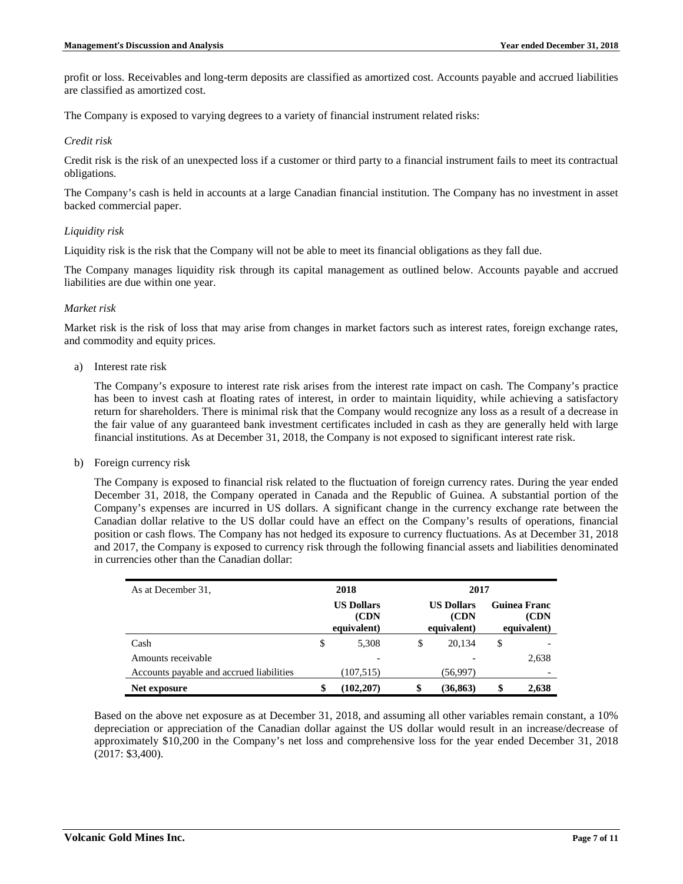profit or loss. Receivables and long-term deposits are classified as amortized cost. Accounts payable and accrued liabilities are classified as amortized cost.

The Company is exposed to varying degrees to a variety of financial instrument related risks:

*Credit risk*

Credit risk is the risk of an unexpected loss if a customer or third party to a financial instrument fails to meet its contractual obligations.

The Company's cash is held in accounts at a large Canadian financial institution. The Company has no investment in asset backed commercial paper.

*Liquidity risk*

Liquidity risk is the risk that the Company will not be able to meet its financial obligations as they fall due.

The Company manages liquidity risk through its capital management as outlined below. Accounts payable and accrued liabilities are due within one year.

*Market risk*

Market risk is the risk of loss that may arise from changes in market factors such as interest rates, foreign exchange rates, and commodity and equity prices.

a) Interest rate risk

   The Company's exposure to interest rate risk arises from the interest rate impact on cash. The Company's practice has been to invest cash at floating rates of interest, in order to maintain liquidity, while achieving a satisfactory return for shareholders. There is minimal risk that the Company would recognize any loss as a result of a decrease in the fair value of any guaranteed bank investment certificates included in cash as they are generally held with large financial institutions. As at December 31, 2018, the Company is not exposed to significant interest rate risk.

b) Foreign currency risk

   The Company is exposed to financial risk related to the fluctuation of foreign currency rates. During the year ended December 31, 2018, the Company operated in Canada and the Republic of Guinea. A substantial portion of the Company's expenses are incurred in US dollars. A significant change in the currency exchange rate between the Canadian dollar relative to the US dollar could have an effect on the Company's results of operations, financial position or cash flows. The Company has not hedged its exposure to currency fluctuations. As at December 31, 2018 and 2017, the Company is exposed to currency risk through the following financial assets and liabilities denominated in currencies other than the Canadian dollar:

| As at December 31, | 2018 | 2017 | |
|---|---|---|---|
| | **US Dollars (CDN equivalent)** | **US Dollars (CDN equivalent)** | **Guinea Franc (CDN equivalent)** |
| Cash | $ 5,308 | $ 20,134 | $ - |
| Amounts receivable | - | - | 2,638 |
| Accounts payable and accrued liabilities | (107,515) | (56,997) | - |
| **Net exposure** | **$ (102,207)** | **$ (36,863)** | **$ 2,638** |

   Based on the above net exposure as at December 31, 2018, and assuming all other variables remain constant, a 10% depreciation or appreciation of the Canadian dollar against the US dollar would result in an increase/decrease of approximately $10,200 in the Company's net loss and comprehensive loss for the year ended December 31, 2018 (2017: $3,400).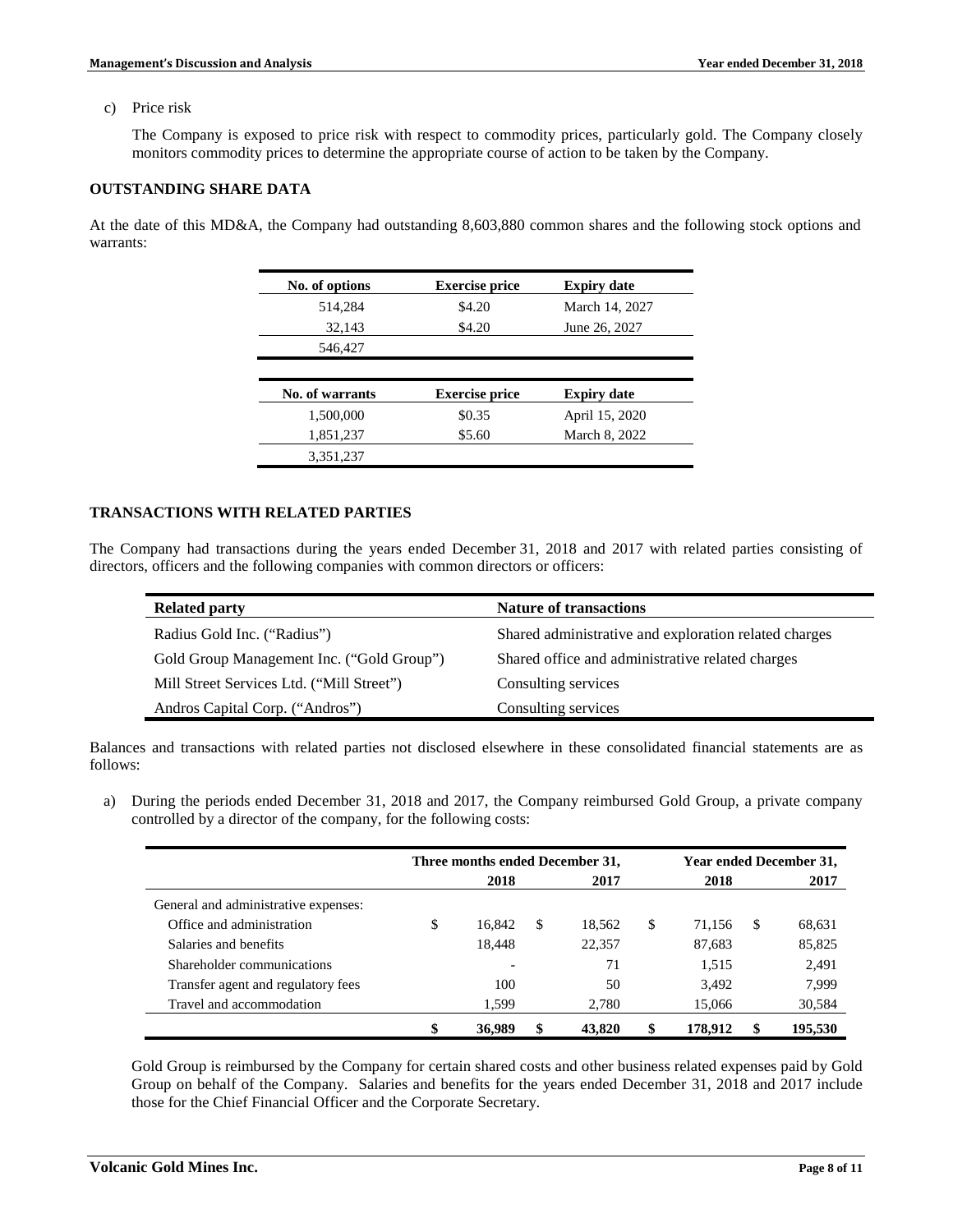c) Price risk

The Company is exposed to price risk with respect to commodity prices, particularly gold. The Company closely monitors commodity prices to determine the appropriate course of action to be taken by the Company.

## OUTSTANDING SHARE DATA

At the date of this MD&A, the Company had outstanding 8,603,880 common shares and the following stock options and warrants:

| No. of options | Exercise price | Expiry date |
|---|---|---|
| 514,284 | $4.20 | March 14, 2027 |
| 32,143 | $4.20 | June 26, 2027 |
| 546,427 | | |

| No. of warrants | Exercise price | Expiry date |
|---|---|---|
| 1,500,000 | $0.35 | April 15, 2020 |
| 1,851,237 | $5.60 | March 8, 2022 |
| 3,351,237 | | |

## TRANSACTIONS WITH RELATED PARTIES

The Company had transactions during the years ended December 31, 2018 and 2017 with related parties consisting of directors, officers and the following companies with common directors or officers:

| Related party | Nature of transactions |
|---|---|
| Radius Gold Inc. ("Radius") | Shared administrative and exploration related charges |
| Gold Group Management Inc. ("Gold Group") | Shared office and administrative related charges |
| Mill Street Services Ltd. ("Mill Street") | Consulting services |
| Andros Capital Corp. ("Andros") | Consulting services |

Balances and transactions with related parties not disclosed elsewhere in these consolidated financial statements are as follows:

a) During the periods ended December 31, 2018 and 2017, the Company reimbursed Gold Group, a private company controlled by a director of the company, for the following costs:

| | Three months ended December 31, | | Year ended December 31, | |
|---|---|---|---|---|
| | 2018 | 2017 | 2018 | 2017 |
| General and administrative expenses: | | | | |
| Office and administration | $ 16,842 | $ 18,562 | $ 71,156 | $ 68,631 |
| Salaries and benefits | 18,448 | 22,357 | 87,683 | 85,825 |
| Shareholder communications | - | 71 | 1,515 | 2,491 |
| Transfer agent and regulatory fees | 100 | 50 | 3,492 | 7,999 |
| Travel and accommodation | 1,599 | 2,780 | 15,066 | 30,584 |
| | **$ 36,989** | **$ 43,820** | **$ 178,912** | **$ 195,530** |

Gold Group is reimbursed by the Company for certain shared costs and other business related expenses paid by Gold Group on behalf of the Company. Salaries and benefits for the years ended December 31, 2018 and 2017 include those for the Chief Financial Officer and the Corporate Secretary.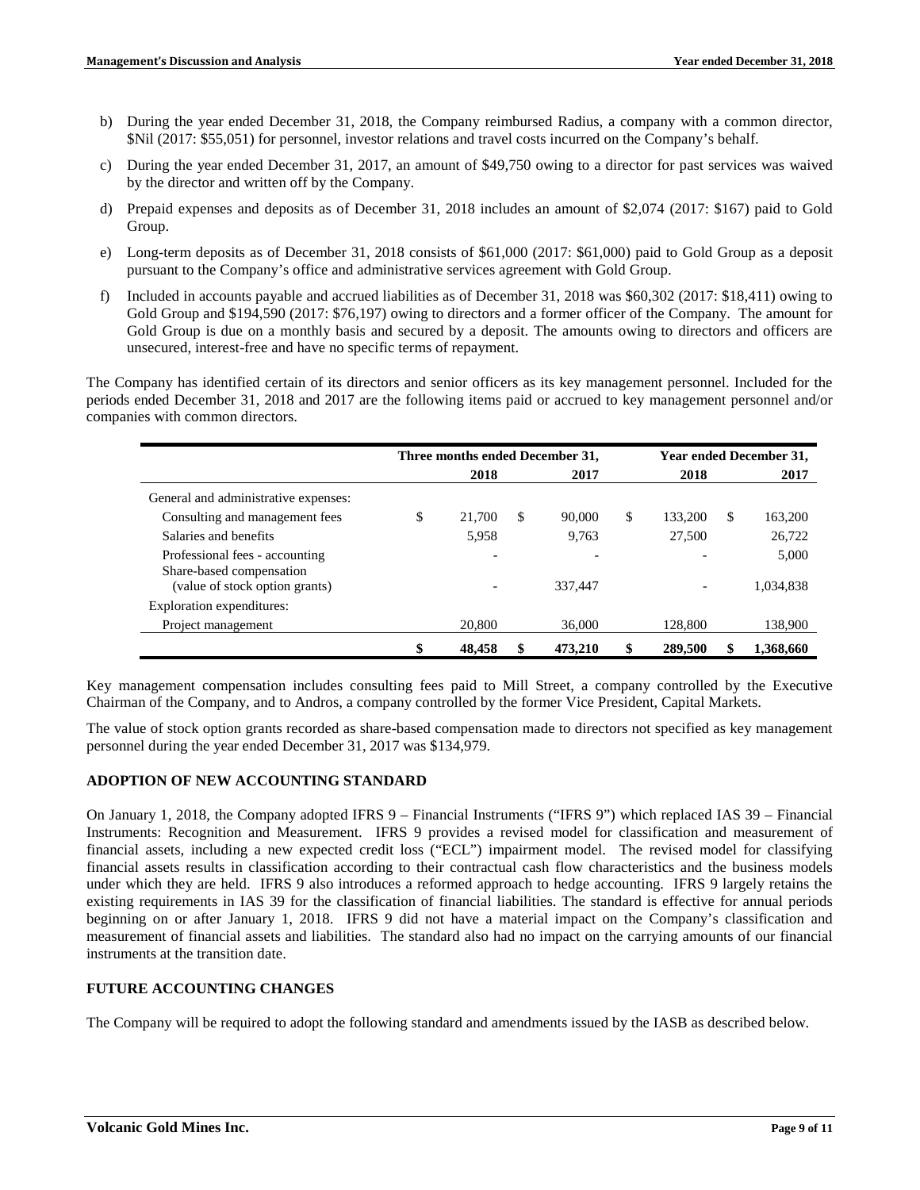b) During the year ended December 31, 2018, the Company reimbursed Radius, a company with a common director, $Nil (2017: $55,051) for personnel, investor relations and travel costs incurred on the Company's behalf.

c) During the year ended December 31, 2017, an amount of $49,750 owing to a director for past services was waived by the director and written off by the Company.

d) Prepaid expenses and deposits as of December 31, 2018 includes an amount of $2,074 (2017: $167) paid to Gold Group.

e) Long-term deposits as of December 31, 2018 consists of $61,000 (2017: $61,000) paid to Gold Group as a deposit pursuant to the Company's office and administrative services agreement with Gold Group.

f) Included in accounts payable and accrued liabilities as of December 31, 2018 was $60,302 (2017: $18,411) owing to Gold Group and $194,590 (2017: $76,197) owing to directors and a former officer of the Company. The amount for Gold Group is due on a monthly basis and secured by a deposit. The amounts owing to directors and officers are unsecured, interest-free and have no specific terms of repayment.

The Company has identified certain of its directors and senior officers as its key management personnel. Included for the periods ended December 31, 2018 and 2017 are the following items paid or accrued to key management personnel and/or companies with common directors.

| | Three months ended December 31, | | Year ended December 31, | |
|---|---|---|---|---|
| | 2018 | 2017 | 2018 | 2017 |
| General and administrative expenses: | | | | |
| Consulting and management fees | $ 21,700 | $ 90,000 | $ 133,200 | $ 163,200 |
| Salaries and benefits | 5,958 | 9,763 | 27,500 | 26,722 |
| Professional fees - accounting | - | - | - | 5,000 |
| Share-based compensation (value of stock option grants) | - | 337,447 | - | 1,034,838 |
| Exploration expenditures: | | | | |
| Project management | 20,800 | 36,000 | 128,800 | 138,900 |
| | $ 48,458 | $ 473,210 | $ 289,500 | $ 1,368,660 |

Key management compensation includes consulting fees paid to Mill Street, a company controlled by the Executive Chairman of the Company, and to Andros, a company controlled by the former Vice President, Capital Markets.

The value of stock option grants recorded as share-based compensation made to directors not specified as key management personnel during the year ended December 31, 2017 was $134,979.

## ADOPTION OF NEW ACCOUNTING STANDARD

On January 1, 2018, the Company adopted IFRS 9 – Financial Instruments ("IFRS 9") which replaced IAS 39 – Financial Instruments: Recognition and Measurement. IFRS 9 provides a revised model for classification and measurement of financial assets, including a new expected credit loss ("ECL") impairment model. The revised model for classifying financial assets results in classification according to their contractual cash flow characteristics and the business models under which they are held. IFRS 9 also introduces a reformed approach to hedge accounting. IFRS 9 largely retains the existing requirements in IAS 39 for the classification of financial liabilities. The standard is effective for annual periods beginning on or after January 1, 2018. IFRS 9 did not have a material impact on the Company's classification and measurement of financial assets and liabilities. The standard also had no impact on the carrying amounts of our financial instruments at the transition date.

## FUTURE ACCOUNTING CHANGES

The Company will be required to adopt the following standard and amendments issued by the IASB as described below.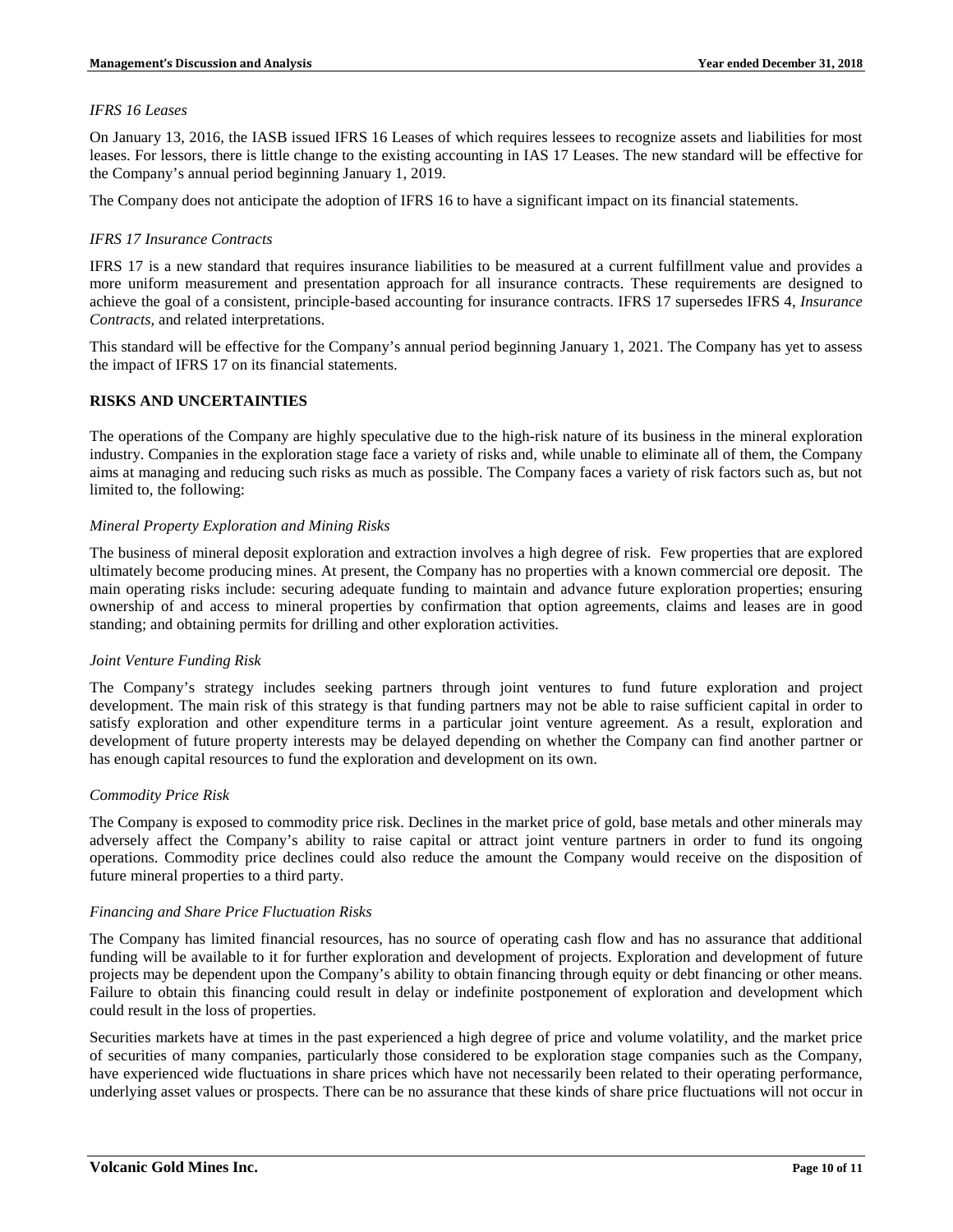*IFRS 16 Leases*

On January 13, 2016, the IASB issued IFRS 16 Leases of which requires lessees to recognize assets and liabilities for most leases. For lessors, there is little change to the existing accounting in IAS 17 Leases. The new standard will be effective for the Company's annual period beginning January 1, 2019.

The Company does not anticipate the adoption of IFRS 16 to have a significant impact on its financial statements.

*IFRS 17 Insurance Contracts*

IFRS 17 is a new standard that requires insurance liabilities to be measured at a current fulfillment value and provides a more uniform measurement and presentation approach for all insurance contracts. These requirements are designed to achieve the goal of a consistent, principle-based accounting for insurance contracts. IFRS 17 supersedes IFRS 4, *Insurance Contracts*, and related interpretations.

This standard will be effective for the Company's annual period beginning January 1, 2021. The Company has yet to assess the impact of IFRS 17 on its financial statements.

## RISKS AND UNCERTAINTIES

The operations of the Company are highly speculative due to the high-risk nature of its business in the mineral exploration industry. Companies in the exploration stage face a variety of risks and, while unable to eliminate all of them, the Company aims at managing and reducing such risks as much as possible. The Company faces a variety of risk factors such as, but not limited to, the following:

*Mineral Property Exploration and Mining Risks*

The business of mineral deposit exploration and extraction involves a high degree of risk. Few properties that are explored ultimately become producing mines. At present, the Company has no properties with a known commercial ore deposit. The main operating risks include: securing adequate funding to maintain and advance future exploration properties; ensuring ownership of and access to mineral properties by confirmation that option agreements, claims and leases are in good standing; and obtaining permits for drilling and other exploration activities.

*Joint Venture Funding Risk*

The Company's strategy includes seeking partners through joint ventures to fund future exploration and project development. The main risk of this strategy is that funding partners may not be able to raise sufficient capital in order to satisfy exploration and other expenditure terms in a particular joint venture agreement. As a result, exploration and development of future property interests may be delayed depending on whether the Company can find another partner or has enough capital resources to fund the exploration and development on its own.

*Commodity Price Risk*

The Company is exposed to commodity price risk. Declines in the market price of gold, base metals and other minerals may adversely affect the Company's ability to raise capital or attract joint venture partners in order to fund its ongoing operations. Commodity price declines could also reduce the amount the Company would receive on the disposition of future mineral properties to a third party.

*Financing and Share Price Fluctuation Risks*

The Company has limited financial resources, has no source of operating cash flow and has no assurance that additional funding will be available to it for further exploration and development of projects. Exploration and development of future projects may be dependent upon the Company's ability to obtain financing through equity or debt financing or other means. Failure to obtain this financing could result in delay or indefinite postponement of exploration and development which could result in the loss of properties.

Securities markets have at times in the past experienced a high degree of price and volume volatility, and the market price of securities of many companies, particularly those considered to be exploration stage companies such as the Company, have experienced wide fluctuations in share prices which have not necessarily been related to their operating performance, underlying asset values or prospects. There can be no assurance that these kinds of share price fluctuations will not occur in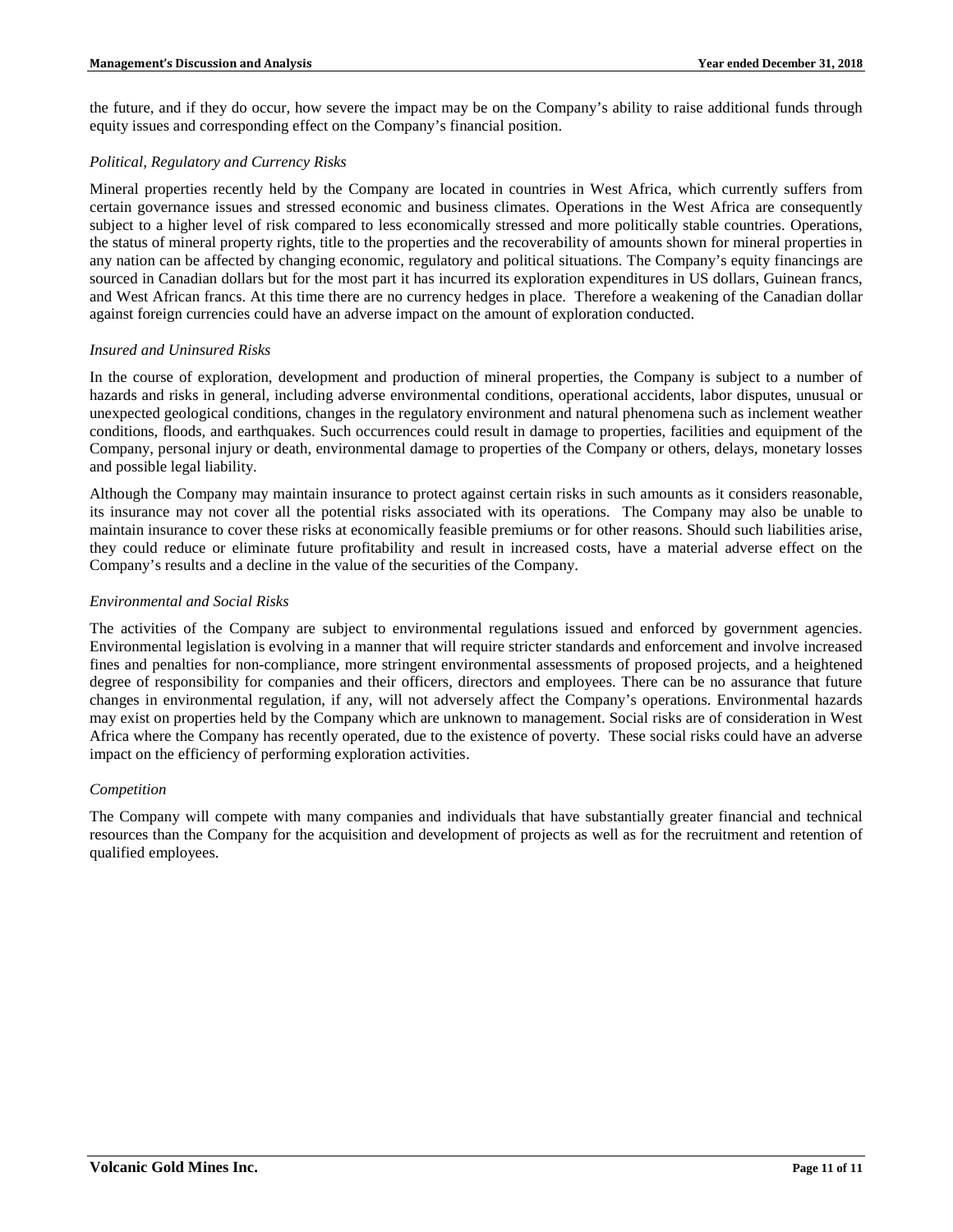the future, and if they do occur, how severe the impact may be on the Company's ability to raise additional funds through equity issues and corresponding effect on the Company's financial position.

*Political, Regulatory and Currency Risks*

Mineral properties recently held by the Company are located in countries in West Africa, which currently suffers from certain governance issues and stressed economic and business climates. Operations in the West Africa are consequently subject to a higher level of risk compared to less economically stressed and more politically stable countries. Operations, the status of mineral property rights, title to the properties and the recoverability of amounts shown for mineral properties in any nation can be affected by changing economic, regulatory and political situations. The Company's equity financings are sourced in Canadian dollars but for the most part it has incurred its exploration expenditures in US dollars, Guinean francs, and West African francs. At this time there are no currency hedges in place. Therefore a weakening of the Canadian dollar against foreign currencies could have an adverse impact on the amount of exploration conducted.

*Insured and Uninsured Risks*

In the course of exploration, development and production of mineral properties, the Company is subject to a number of hazards and risks in general, including adverse environmental conditions, operational accidents, labor disputes, unusual or unexpected geological conditions, changes in the regulatory environment and natural phenomena such as inclement weather conditions, floods, and earthquakes. Such occurrences could result in damage to properties, facilities and equipment of the Company, personal injury or death, environmental damage to properties of the Company or others, delays, monetary losses and possible legal liability.

Although the Company may maintain insurance to protect against certain risks in such amounts as it considers reasonable, its insurance may not cover all the potential risks associated with its operations. The Company may also be unable to maintain insurance to cover these risks at economically feasible premiums or for other reasons. Should such liabilities arise, they could reduce or eliminate future profitability and result in increased costs, have a material adverse effect on the Company's results and a decline in the value of the securities of the Company.

*Environmental and Social Risks*

The activities of the Company are subject to environmental regulations issued and enforced by government agencies. Environmental legislation is evolving in a manner that will require stricter standards and enforcement and involve increased fines and penalties for non-compliance, more stringent environmental assessments of proposed projects, and a heightened degree of responsibility for companies and their officers, directors and employees. There can be no assurance that future changes in environmental regulation, if any, will not adversely affect the Company's operations. Environmental hazards may exist on properties held by the Company which are unknown to management. Social risks are of consideration in West Africa where the Company has recently operated, due to the existence of poverty. These social risks could have an adverse impact on the efficiency of performing exploration activities.

*Competition*

The Company will compete with many companies and individuals that have substantially greater financial and technical resources than the Company for the acquisition and development of projects as well as for the recruitment and retention of qualified employees.